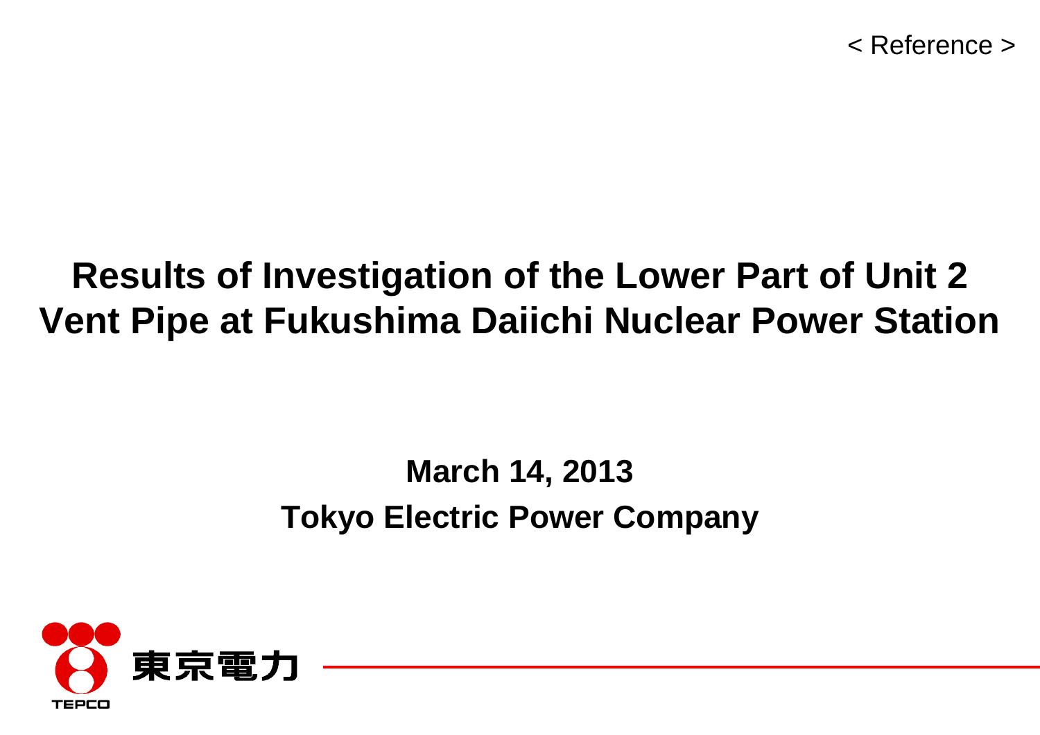< Reference >

# Results of Investigation of the Lower Part of Unit 2 Vent Pipe at Fukushima Daiichi Nuclear Power Station

**March 14, 2013**

**Tokyo Electric Power Company**

東京電力

TEPCO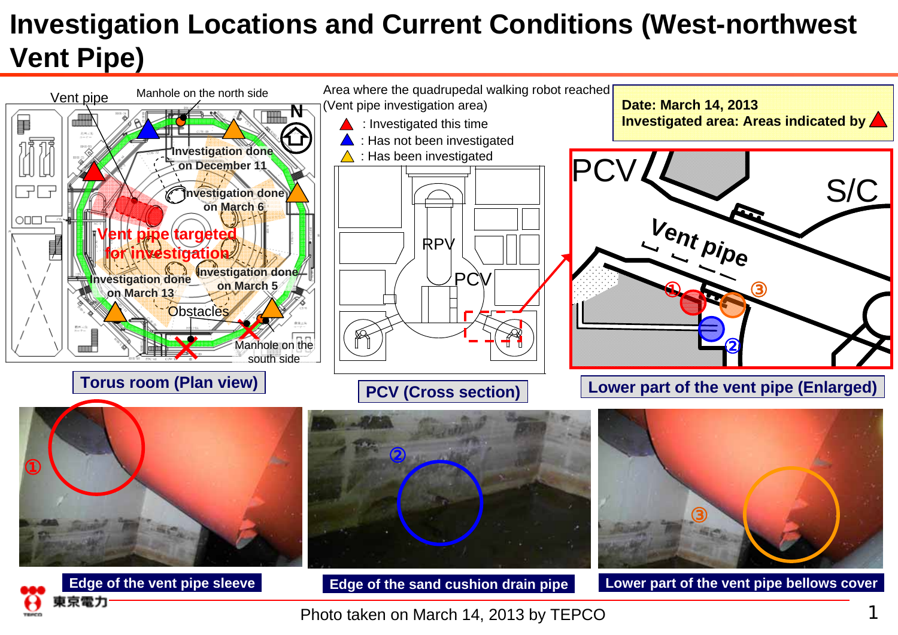# Investigation Locations and Current Conditions (West-northwest Vent Pipe)

**Date: March 14, 2013**
**Investigated area: Areas indicated by ▲**

Area where the quadrupedal walking robot reached (Vent pipe investigation area)

- ▲ : Investigated this time
- ▲ : Has not been investigated
- ▲ : Has been investigated

Vent pipe

Manhole on the north side

N

Investigation done on December 11

Investigation done on March 6

Vent pipe targeted for investigation

Investigation done on March 13

Investigation done on March 5

Obstacles

Manhole on the south side

**Torus room (Plan view)**

RPV

PCV

**PCV (Cross section)**

PCV

S/C

Vent pipe

①

②

③

**Lower part of the vent pipe (Enlarged)**

①

**Edge of the vent pipe sleeve**

②

**Edge of the sand cushion drain pipe**

③

**Lower part of the vent pipe bellows cover**

東京電力

Photo taken on March 14, 2013 by TEPCO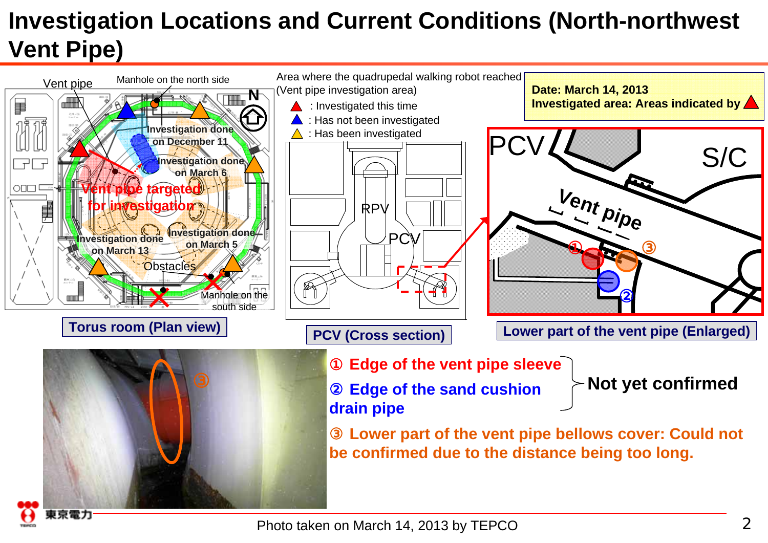# Investigation Locations and Current Conditions (North-northwest Vent Pipe)

Vent pipe

Manhole on the north side

Investigation done on December 11

Investigation done on March 6

Vent pipe targeted for investigation

Investigation done on March 13

Investigation done on March 5

Obstacles

Manhole on the south side

N

**Torus room (Plan view)**

Area where the quadrupedal walking robot reached (Vent pipe investigation area)

- ▲ (red): Investigated this time
- ▲ (blue): Has not been investigated
- ▲ (yellow): Has been investigated

RPV

PCV

**PCV (Cross section)**

**Date: March 14, 2013**
**Investigated area: Areas indicated by ▲**

PCV

S/C

Vent pipe

①

②

③

**Lower part of the vent pipe (Enlarged)**

③

**① Edge of the vent pipe sleeve**

**② Edge of the sand cushion drain pipe**

**Not yet confirmed**

**③ Lower part of the vent pipe bellows cover: Could not be confirmed due to the distance being too long.**

Photo taken on March 14, 2013 by TEPCO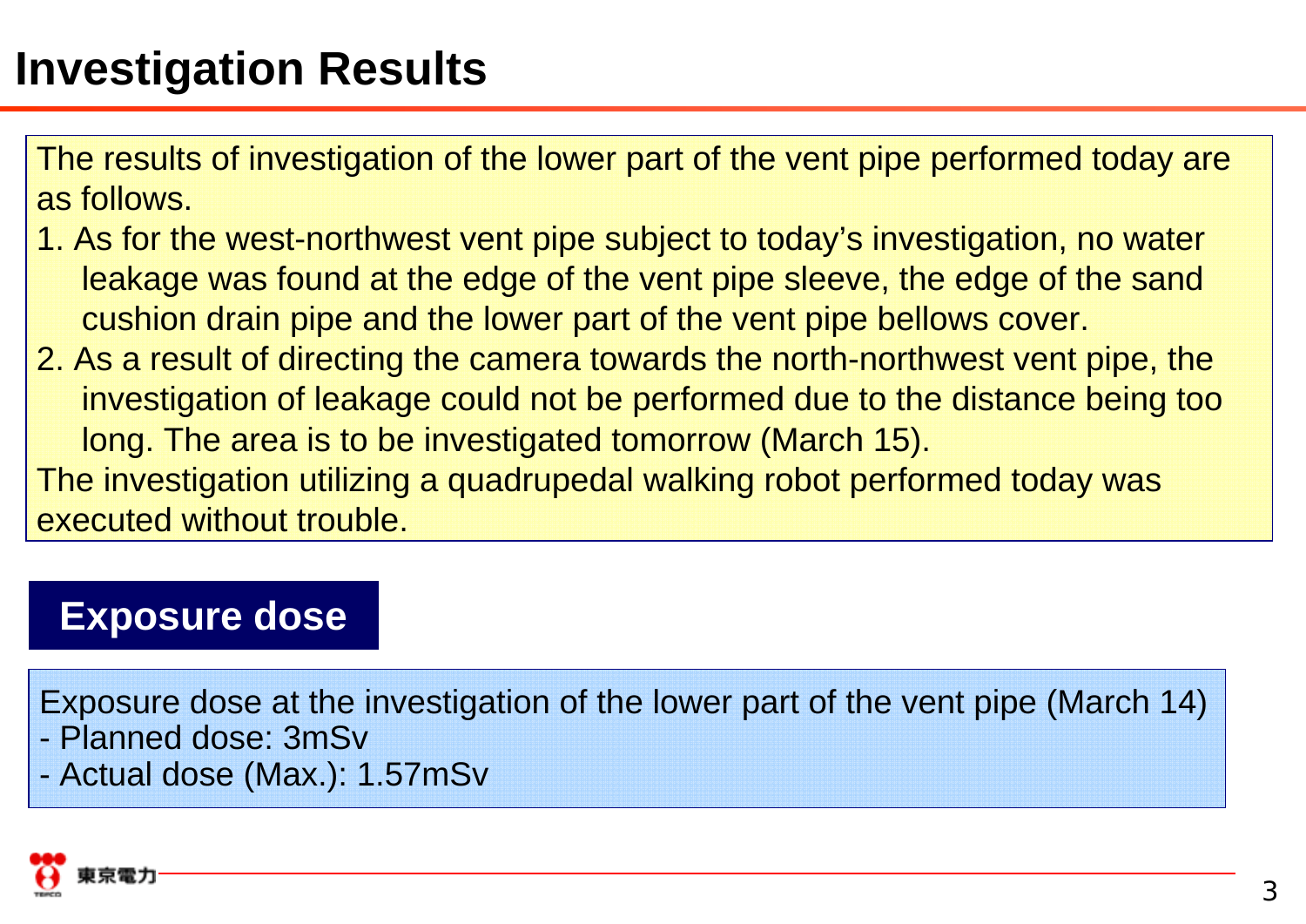# Investigation Results

The results of investigation of the lower part of the vent pipe performed today are as follows.

1. As for the west-northwest vent pipe subject to today's investigation, no water leakage was found at the edge of the vent pipe sleeve, the edge of the sand cushion drain pipe and the lower part of the vent pipe bellows cover.
2. As a result of directing the camera towards the north-northwest vent pipe, the investigation of leakage could not be performed due to the distance being too long. The area is to be investigated tomorrow (March 15).

The investigation utilizing a quadrupedal walking robot performed today was executed without trouble.

## Exposure dose

Exposure dose at the investigation of the lower part of the vent pipe (March 14)
- Planned dose: 3mSv
- Actual dose (Max.): 1.57mSv